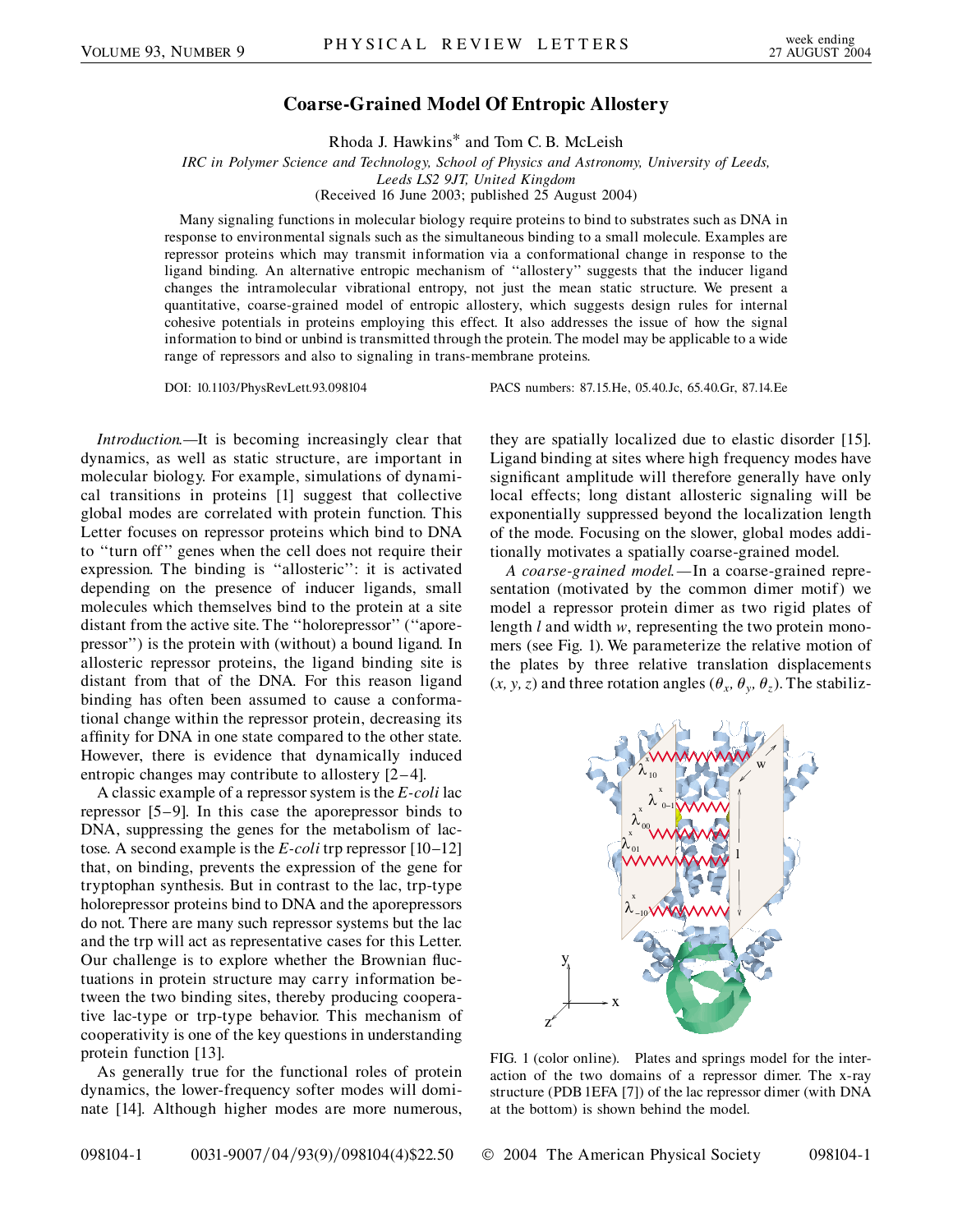# Coarse-Grained Model Of Entropic Allostery

Rhoda J. Hawkins* and Tom C. B. McLeish

*IRC in Polymer Science and Technology, School of Physics and Astronomy, University of Leeds, Leeds LS2 9JT, United Kingdom*

(Received 16 June 2003; published 25 August 2004)

Many signaling functions in molecular biology require proteins to bind to substrates such as DNA in response to environmental signals such as the simultaneous binding to a small molecule. Examples are repressor proteins which may transmit information via a conformational change in response to the ligand binding. An alternative entropic mechanism of "allostery" suggests that the inducer ligand changes the intramolecular vibrational entropy, not just the mean static structure. We present a quantitative, coarse-grained model of entropic allostery, which suggests design rules for internal cohesive potentials in proteins employing this effect. It also addresses the issue of how the signal information to bind or unbind is transmitted through the protein. The model may be applicable to a wide range of repressors and also to signaling in trans-membrane proteins.

DOI: 10.1103/PhysRevLett.93.098104 PACS numbers: 87.15.He, 05.40.Jc, 65.40.Gr, 87.14.Ee

*Introduction.*—It is becoming increasingly clear that dynamics, as well as static structure, are important in molecular biology. For example, simulations of dynamical transitions in proteins [1] suggest that collective global modes are correlated with protein function. This Letter focuses on repressor proteins which bind to DNA to "turn off" genes when the cell does not require their expression. The binding is "allosteric": it is activated depending on the presence of inducer ligands, small molecules which themselves bind to the protein at a site distant from the active site. The "holorepressor" ("aporepressor") is the protein with (without) a bound ligand. In allosteric repressor proteins, the ligand binding site is distant from that of the DNA. For this reason ligand binding has often been assumed to cause a conformational change within the repressor protein, decreasing its affinity for DNA in one state compared to the other state. However, there is evidence that dynamically induced entropic changes may contribute to allostery [2–4].

A classic example of a repressor system is the *E-coli* lac repressor [5–9]. In this case the aporepressor binds to DNA, suppressing the genes for the metabolism of lactose. A second example is the *E-coli* trp repressor [10–12] that, on binding, prevents the expression of the gene for tryptophan synthesis. But in contrast to the lac, trp-type holorepressor proteins bind to DNA and the aporepressors do not. There are many such repressor systems but the lac and the trp will act as representative cases for this Letter. Our challenge is to explore whether the Brownian fluctuations in protein structure may carry information between the two binding sites, thereby producing cooperative lac-type or trp-type behavior. This mechanism of cooperativity is one of the key questions in understanding protein function [13].

As generally true for the functional roles of protein dynamics, the lower-frequency softer modes will dominate [14]. Although higher modes are more numerous, they are spatially localized due to elastic disorder [15]. Ligand binding at sites where high frequency modes have significant amplitude will therefore generally have only local effects; long distant allosteric signaling will be exponentially suppressed beyond the localization length of the mode. Focusing on the slower, global modes additionally motivates a spatially coarse-grained model.

*A coarse-grained model.*—In a coarse-grained representation (motivated by the common dimer motif) we model a repressor protein dimer as two rigid plates of length $l$ and width $w$, representing the two protein monomers (see Fig. 1). We parameterize the relative motion of the plates by three relative translation displacements $(x, y, z)$ and three rotation angles $(\theta_x, \theta_y, \theta_z)$. The stabiliz-

FIG. 1 (color online). Plates and springs model for the interaction of the two domains of a repressor dimer. The x-ray structure (PDB 1EFA [7]) of the lac repressor dimer (with DNA at the bottom) is shown behind the model.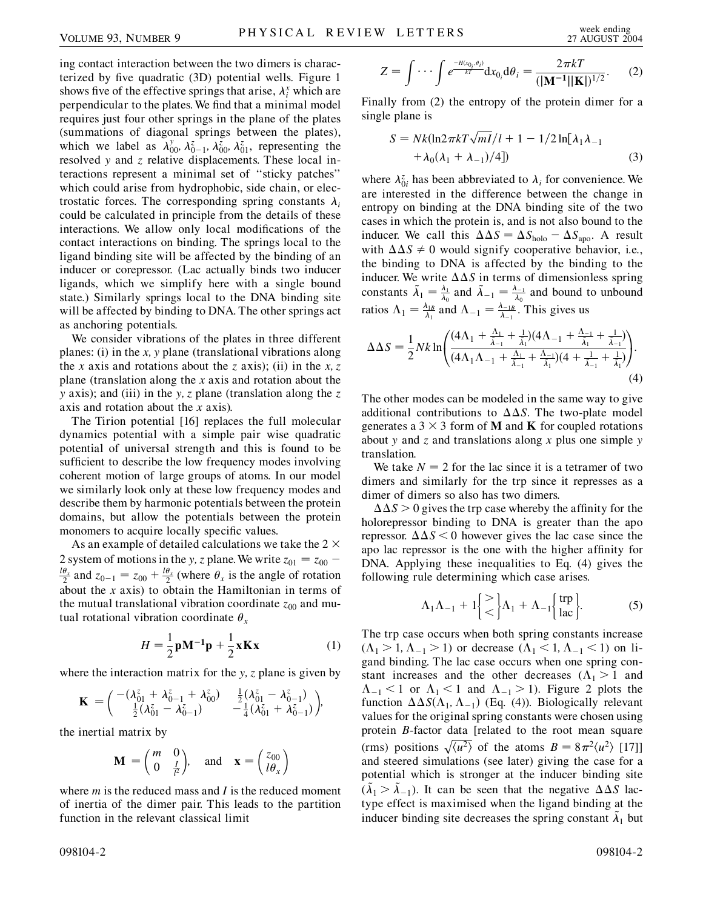ing contact interaction between the two dimers is characterized by five quadratic (3D) potential wells. Figure 1 shows five of the effective springs that arise, $\lambda_i^x$ which are perpendicular to the plates. We find that a minimal model requires just four other springs in the plane of the plates (summations of diagonal springs between the plates), which we label as $\lambda_{00}^y$, $\lambda_{0-1}^z$, $\lambda_{00}^z$, $\lambda_{01}^z$, representing the resolved $y$ and $z$ relative displacements. These local interactions represent a minimal set of "sticky patches" which could arise from hydrophobic, side chain, or electrostatic forces. The corresponding spring constants $\lambda_i$ could be calculated in principle from the details of these interactions. We allow only local modifications of the contact interactions on binding. The springs local to the ligand binding site will be affected by the binding of an inducer or corepressor. (Lac actually binds two inducer ligands, which we simplify here with a single bound state.) Similarly springs local to the DNA binding site will be affected by binding to DNA. The other springs act as anchoring potentials.

We consider vibrations of the plates in three different planes: (i) in the $x$, $y$ plane (translational vibrations along the $x$ axis and rotations about the $z$ axis); (ii) in the $x$, $z$ plane (translation along the $x$ axis and rotation about the $y$ axis); and (iii) in the $y$, $z$ plane (translation along the $z$ axis and rotation about the $x$ axis).

The Tirion potential [16] replaces the full molecular dynamics potential with a simple pair wise quadratic potential of universal strength and this is found to be sufficient to describe the low frequency modes involving coherent motion of large groups of atoms. In our model we similarly look only at these low frequency modes and describe them by harmonic potentials between the protein domains, but allow the potentials between the protein monomers to acquire locally specific values.

As an example of detailed calculations we take the $2 \times 2$ system of motions in the $y$, $z$ plane. We write $z_{01} = z_{00} - \frac{l\theta_x}{2}$ and $z_{0-1} = z_{00} + \frac{l\theta_x}{2}$ (where $\theta_x$ is the angle of rotation about the $x$ axis) to obtain the Hamiltonian in terms of the mutual translational vibration coordinate $z_{00}$ and mutual rotational vibration coordinate $\theta_x$

$$H = \frac{1}{2}\mathbf{p}\mathbf{M}^{-1}\mathbf{p} + \frac{1}{2}\mathbf{x}\mathbf{K}\mathbf{x} \tag{1}$$

where the interaction matrix for the $y$, $z$ plane is given by

$$\mathbf{K} = \begin{pmatrix} -(\lambda_{01}^z + \lambda_{0-1}^z + \lambda_{00}^z) & \frac{1}{2}(\lambda_{01}^z - \lambda_{0-1}^z) \\ \frac{1}{2}(\lambda_{01}^z - \lambda_{0-1}^z) & -\frac{1}{4}(\lambda_{01}^z + \lambda_{0-1}^z) \end{pmatrix},$$

the inertial matrix by

$$\mathbf{M} = \begin{pmatrix} m & 0 \\ 0 & \frac{I}{l^2} \end{pmatrix}, \quad \text{and} \quad \mathbf{x} = \begin{pmatrix} z_{00} \\ l\theta_x \end{pmatrix}$$

where $m$ is the reduced mass and $I$ is the reduced moment of inertia of the dimer pair. This leads to the partition function in the relevant classical limit

$$Z = \int \cdots \int e^{\frac{-H(x_{0_i}, \theta_i)}{kT}} \mathrm{d}x_{0_i} \mathrm{d}\theta_i = \frac{2\pi kT}{(|\mathbf{M}^{-1}||\mathbf{K}|)^{1/2}}. \tag{2}$$

Finally from (2) the entropy of the protein dimer for a single plane is

$$S = Nk(\ln 2\pi kT\sqrt{mI}/l + 1 - 1/2\ln[\lambda_1\lambda_{-1} + \lambda_0(\lambda_1 + \lambda_{-1})/4]) \tag{3}$$

where $\lambda_{0i}^z$ has been abbreviated to $\lambda_i$ for convenience. We are interested in the difference between the change in entropy on binding at the DNA binding site of the two cases in which the protein is, and is not also bound to the inducer. We call this $\Delta\Delta S = \Delta S_{\text{holo}} - \Delta S_{\text{apo}}$. A result with $\Delta\Delta S \neq 0$ would signify cooperative behavior, i.e., the binding to DNA is affected by the binding to the inducer. We write $\Delta\Delta S$ in terms of dimensionless spring constants $\tilde{\lambda}_1 = \frac{\lambda_1}{\lambda_0}$ and $\tilde{\lambda}_{-1} = \frac{\lambda_{-1}}{\lambda_0}$ and bound to unbound ratios $\Lambda_1 = \frac{\lambda_{1B}}{\lambda_1}$ and $\Lambda_{-1} = \frac{\lambda_{-1B}}{\lambda_{-1}}$. This gives us

$$\Delta\Delta S = \frac{1}{2}Nk\ln\left(\frac{(4\Lambda_1 + \frac{\Lambda_1}{\tilde{\lambda}_{-1}} + \frac{1}{\tilde{\lambda}_1})(4\Lambda_{-1} + \frac{\Lambda_{-1}}{\tilde{\lambda}_1} + \frac{1}{\tilde{\lambda}_{-1}})}{(4\Lambda_1\Lambda_{-1} + \frac{\Lambda_1}{\tilde{\lambda}_{-1}} + \frac{\Lambda_{-1}}{\tilde{\lambda}_1})(4 + \frac{1}{\tilde{\lambda}_{-1}} + \frac{1}{\tilde{\lambda}_1})}\right). \tag{4}$$

The other modes can be modeled in the same way to give additional contributions to $\Delta\Delta S$. The two-plate model generates a $3 \times 3$ form of $\mathbf{M}$ and $\mathbf{K}$ for coupled rotations about $y$ and $z$ and translations along $x$ plus one simple $y$ translation.

We take $N = 2$ for the lac since it is a tetramer of two dimers and similarly for the trp since it represses as a dimer of dimers so also has two dimers.

$\Delta\Delta S > 0$ gives the trp case whereby the affinity for the holorepressor binding to DNA is greater than the apo repressor. $\Delta\Delta S < 0$ however gives the lac case since the apo lac repressor is the one with the higher affinity for DNA. Applying these inequalities to Eq. (4) gives the following rule determining which case arises.

$$\Lambda_1\Lambda_{-1} + 1\begin{Bmatrix} > \\ < \end{Bmatrix}\Lambda_1 + \Lambda_{-1}\begin{Bmatrix} \text{trp} \\ \text{lac} \end{Bmatrix}. \tag{5}$$

The trp case occurs when both spring constants increase ($\Lambda_1 > 1$, $\Lambda_{-1} > 1$) or decrease ($\Lambda_1 < 1$, $\Lambda_{-1} < 1$) on ligand binding. The lac case occurs when one spring constant increases and the other decreases ($\Lambda_1 > 1$ and $\Lambda_{-1} < 1$ or $\Lambda_1 < 1$ and $\Lambda_{-1} > 1$). Figure 2 plots the function $\Delta\Delta S(\Lambda_1, \Lambda_{-1})$ (Eq. (4)). Biologically relevant values for the original spring constants were chosen using protein $B$-factor data [related to the root mean square (rms) positions $\sqrt{\langle u^2 \rangle}$ of the atoms $B = 8\pi^2\langle u^2 \rangle$ [17]] and steered simulations (see later) giving the case for a potential which is stronger at the inducer binding site ($\tilde{\lambda}_1 > \tilde{\lambda}_{-1}$). It can be seen that the negative $\Delta\Delta S$ lac-type effect is maximised when the ligand binding at the inducer binding site decreases the spring constant $\tilde{\lambda}_1$ but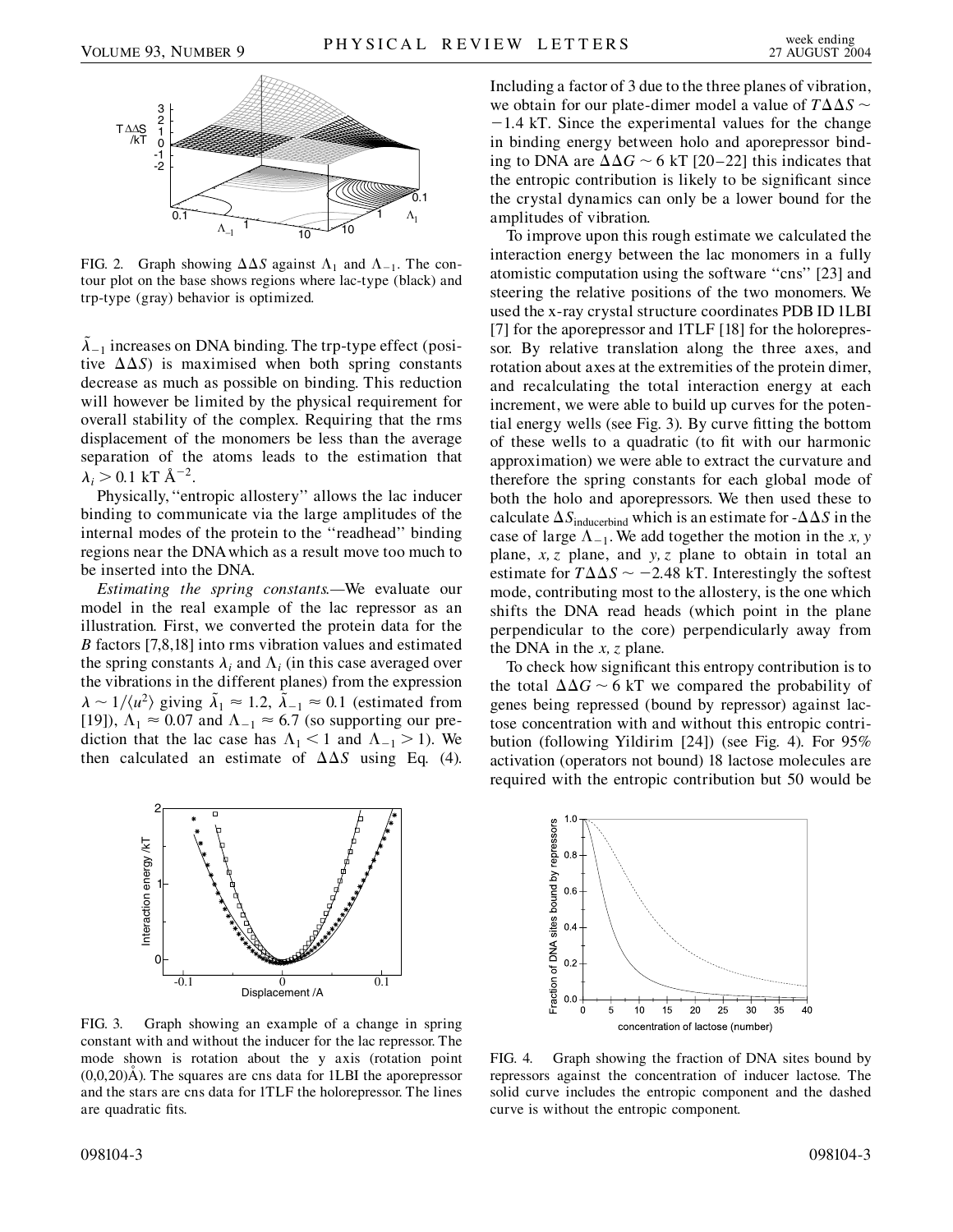FIG. 2. Graph showing $\Delta\Delta S$ against $\Lambda_1$ and $\Lambda_{-1}$. The contour plot on the base shows regions where lac-type (black) and trp-type (gray) behavior is optimized.

$\tilde{\lambda}_{-1}$ increases on DNA binding. The trp-type effect (positive $\Delta\Delta S$) is maximised when both spring constants decrease as much as possible on binding. This reduction will however be limited by the physical requirement for overall stability of the complex. Requiring that the rms displacement of the monomers be less than the average separation of the atoms leads to the estimation that $\lambda_i > 0.1$ kT Å$^{-2}$.

Physically, "entropic allostery" allows the lac inducer binding to communicate via the large amplitudes of the internal modes of the protein to the "readhead" binding regions near the DNA which as a result move too much to be inserted into the DNA.

*Estimating the spring constants.*—We evaluate our model in the real example of the lac repressor as an illustration. First, we converted the protein data for the *B* factors [7,8,18] into rms vibration values and estimated the spring constants $\lambda_i$ and $\Lambda_i$ (in this case averaged over the vibrations in the different planes) from the expression $\lambda \sim 1/\langle u^2 \rangle$ giving $\tilde{\lambda}_1 \approx 1.2$, $\tilde{\lambda}_{-1} \approx 0.1$ (estimated from [19]), $\Lambda_1 \approx 0.07$ and $\Lambda_{-1} \approx 6.7$ (so supporting our prediction that the lac case has $\Lambda_1 < 1$ and $\Lambda_{-1} > 1$). We then calculated an estimate of $\Delta\Delta S$ using Eq. (4). Including a factor of 3 due to the three planes of vibration, we obtain for our plate-dimer model a value of $T\Delta\Delta S \sim -1.4$ kT. Since the experimental values for the change in binding energy between holo and aporepressor binding to DNA are $\Delta\Delta G \sim 6$ kT [20–22] this indicates that the entropic contribution is likely to be significant since the crystal dynamics can only be a lower bound for the amplitudes of vibration.

To improve upon this rough estimate we calculated the interaction energy between the lac monomers in a fully atomistic computation using the software "cns" [23] and steering the relative positions of the two monomers. We used the x-ray crystal structure coordinates PDB ID 1LBI [7] for the aporepressor and 1TLF [18] for the holorepressor. By relative translation along the three axes, and rotation about axes at the extremities of the protein dimer, and recalculating the total interaction energy at each increment, we were able to build up curves for the potential energy wells (see Fig. 3). By curve fitting the bottom of these wells to a quadratic (to fit with our harmonic approximation) we were able to extract the curvature and therefore the spring constants for each global mode of both the holo and aporepressors. We then used these to calculate $\Delta S_{\text{inducerbind}}$ which is an estimate for -$\Delta\Delta S$ in the case of large $\Lambda_{-1}$. We add together the motion in the *x, y* plane, *x, z* plane, and *y, z* plane to obtain in total an estimate for $T\Delta\Delta S \sim -2.48$ kT. Interestingly the softest mode, contributing most to the allostery, is the one which shifts the DNA read heads (which point in the plane perpendicular to the core) perpendicularly away from the DNA in the *x, z* plane.

To check how significant this entropy contribution is to the total $\Delta\Delta G \sim 6$ kT we compared the probability of genes being repressed (bound by repressor) against lactose concentration with and without this entropic contribution (following Yildirim [24]) (see Fig. 4). For 95% activation (operators not bound) 18 lactose molecules are required with the entropic contribution but 50 would be

FIG. 3. Graph showing an example of a change in spring constant with and without the inducer for the lac repressor. The mode shown is rotation about the y axis (rotation point (0,0,20)Å). The squares are cns data for 1LBI the aporepressor and the stars are cns data for 1TLF the holorepressor. The lines are quadratic fits.

FIG. 4. Graph showing the fraction of DNA sites bound by repressors against the concentration of inducer lactose. The solid curve includes the entropic component and the dashed curve is without the entropic component.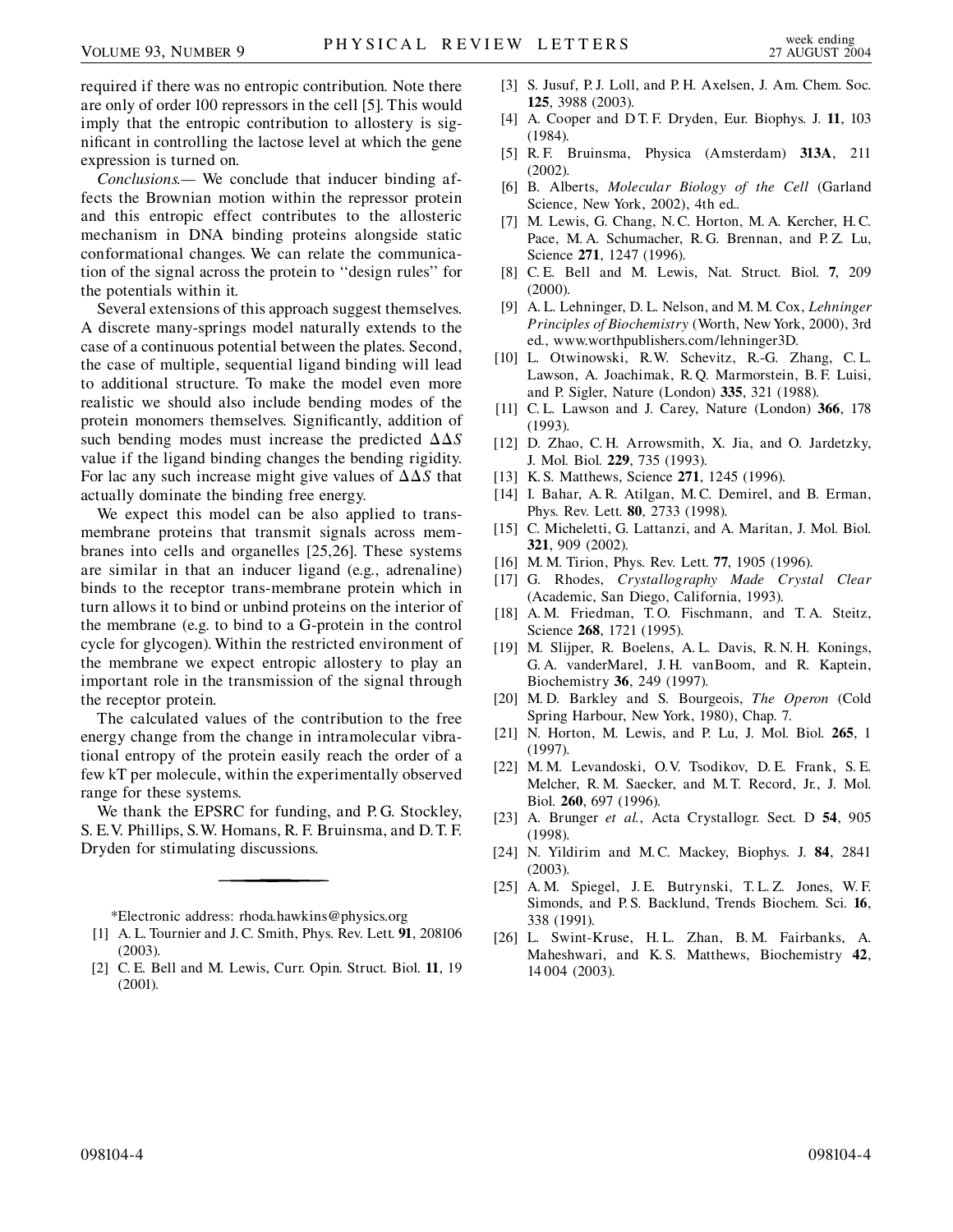required if there was no entropic contribution. Note there are only of order 100 repressors in the cell [5]. This would imply that the entropic contribution to allostery is significant in controlling the lactose level at which the gene expression is turned on.

*Conclusions.*— We conclude that inducer binding affects the Brownian motion within the repressor protein and this entropic effect contributes to the allosteric mechanism in DNA binding proteins alongside static conformational changes. We can relate the communication of the signal across the protein to "design rules" for the potentials within it.

Several extensions of this approach suggest themselves. A discrete many-springs model naturally extends to the case of a continuous potential between the plates. Second, the case of multiple, sequential ligand binding will lead to additional structure. To make the model even more realistic we should also include bending modes of the protein monomers themselves. Significantly, addition of such bending modes must increase the predicted $\Delta\Delta S$ value if the ligand binding changes the bending rigidity. For lac any such increase might give values of $\Delta\Delta S$ that actually dominate the binding free energy.

We expect this model can be also applied to trans-membrane proteins that transmit signals across membranes into cells and organelles [25,26]. These systems are similar in that an inducer ligand (e.g., adrenaline) binds to the receptor trans-membrane protein which in turn allows it to bind or unbind proteins on the interior of the membrane (e.g. to bind to a G-protein in the control cycle for glycogen). Within the restricted environment of the membrane we expect entropic allostery to play an important role in the transmission of the signal through the receptor protein.

The calculated values of the contribution to the free energy change from the change in intramolecular vibrational entropy of the protein easily reach the order of a few kT per molecule, within the experimentally observed range for these systems.

We thank the EPSRC for funding, and P. G. Stockley, S. E. V. Phillips, S. W. Homans, R. F. Bruinsma, and D. T. F. Dryden for stimulating discussions.

---

*Electronic address: rhoda.hawkins@physics.org

[1] A. L. Tournier and J. C. Smith, Phys. Rev. Lett. **91**, 208106 (2003).

[2] C. E. Bell and M. Lewis, Curr. Opin. Struct. Biol. **11**, 19 (2001).

[3] S. Jusuf, P. J. Loll, and P. H. Axelsen, J. Am. Chem. Soc. **125**, 3988 (2003).

[4] A. Cooper and D T. F. Dryden, Eur. Biophys. J. **11**, 103 (1984).

[5] R. F. Bruinsma, Physica (Amsterdam) **313A**, 211 (2002).

[6] B. Alberts, *Molecular Biology of the Cell* (Garland Science, New York, 2002), 4th ed..

[7] M. Lewis, G. Chang, N. C. Horton, M. A. Kercher, H. C. Pace, M. A. Schumacher, R. G. Brennan, and P. Z. Lu, Science **271**, 1247 (1996).

[8] C. E. Bell and M. Lewis, Nat. Struct. Biol. **7**, 209 (2000).

[9] A. L. Lehninger, D. L. Nelson, and M. M. Cox, *Lehninger Principles of Biochemistry* (Worth, New York, 2000), 3rd ed., www.worthpublishers.com/lehninger3D.

[10] L. Otwinowski, R.W. Schevitz, R.-G. Zhang, C. L. Lawson, A. Joachimak, R. Q. Marmorstein, B. F. Luisi, and P. Sigler, Nature (London) **335**, 321 (1988).

[11] C. L. Lawson and J. Carey, Nature (London) **366**, 178 (1993).

[12] D. Zhao, C. H. Arrowsmith, X. Jia, and O. Jardetzky, J. Mol. Biol. **229**, 735 (1993).

[13] K. S. Matthews, Science **271**, 1245 (1996).

[14] I. Bahar, A. R. Atilgan, M. C. Demirel, and B. Erman, Phys. Rev. Lett. **80**, 2733 (1998).

[15] C. Micheletti, G. Lattanzi, and A. Maritan, J. Mol. Biol. **321**, 909 (2002).

[16] M. M. Tirion, Phys. Rev. Lett. **77**, 1905 (1996).

[17] G. Rhodes, *Crystallography Made Crystal Clear* (Academic, San Diego, California, 1993).

[18] A. M. Friedman, T. O. Fischmann, and T. A. Steitz, Science **268**, 1721 (1995).

[19] M. Slijper, R. Boelens, A. L. Davis, R. N. H. Konings, G. A. vanderMarel, J. H. vanBoom, and R. Kaptein, Biochemistry **36**, 249 (1997).

[20] M. D. Barkley and S. Bourgeois, *The Operon* (Cold Spring Harbour, New York, 1980), Chap. 7.

[21] N. Horton, M. Lewis, and P. Lu, J. Mol. Biol. **265**, 1 (1997).

[22] M. M. Levandoski, O.V. Tsodikov, D. E. Frank, S. E. Melcher, R. M. Saecker, and M. T. Record, Jr., J. Mol. Biol. **260**, 697 (1996).

[23] A. Brunger *et al.*, Acta Crystallogr. Sect. D **54**, 905 (1998).

[24] N. Yildirim and M. C. Mackey, Biophys. J. **84**, 2841 (2003).

[25] A. M. Spiegel, J. E. Butrynski, T. L. Z. Jones, W. F. Simonds, and P. S. Backlund, Trends Biochem. Sci. **16**, 338 (1991).

[26] L. Swint-Kruse, H. L. Zhan, B. M. Fairbanks, A. Maheshwari, and K. S. Matthews, Biochemistry **42**, 14 004 (2003).